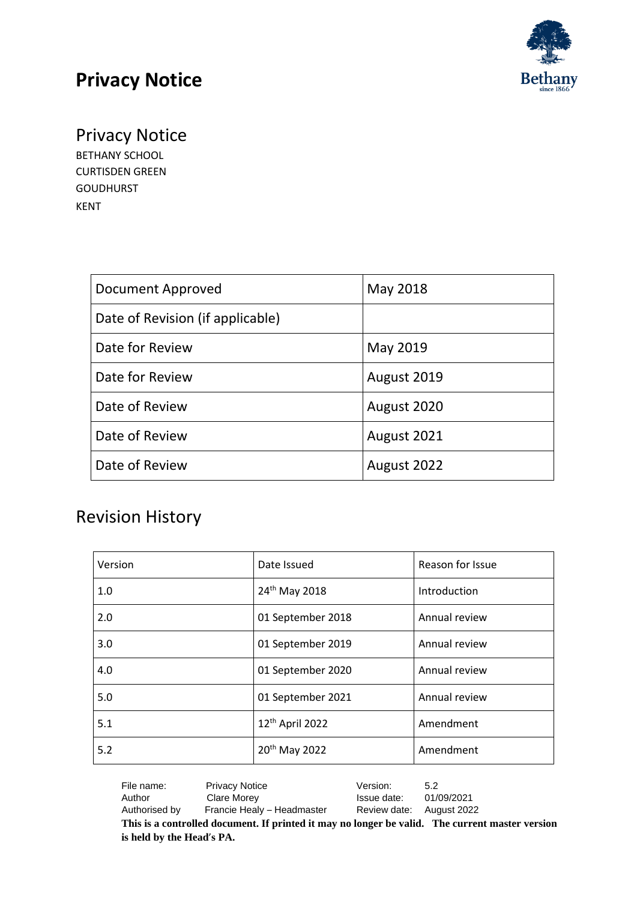# Privacy Notice

## Privacy Notice

BETHANY SCHOOL
CURTISDEN GREEN
GOUDHURST
KENT

| Document Approved | May 2018 |
| --- | --- |
| Date of Revision (if applicable) | |
| Date for Review | May 2019 |
| Date for Review | August 2019 |
| Date of Review | August 2020 |
| Date of Review | August 2021 |
| Date of Review | August 2022 |

## Revision History

| Version | Date Issued | Reason for Issue |
| --- | --- | --- |
| 1.0 | 24th May 2018 | Introduction |
| 2.0 | 01 September 2018 | Annual review |
| 3.0 | 01 September 2019 | Annual review |
| 4.0 | 01 September 2020 | Annual review |
| 5.0 | 01 September 2021 | Annual review |
| 5.1 | 12th April 2022 | Amendment |
| 5.2 | 20th May 2022 | Amendment |

| File name: | Privacy Notice | Version: | 5.2 |
| --- | --- | --- | --- |
| Author | Clare Morey | Issue date: | 01/09/2021 |
| Authorised by | Francie Healy – Headmaster | Review date: | August 2022 |

**This is a controlled document. If printed it may no longer be valid. The current master version is held by the Head's PA.**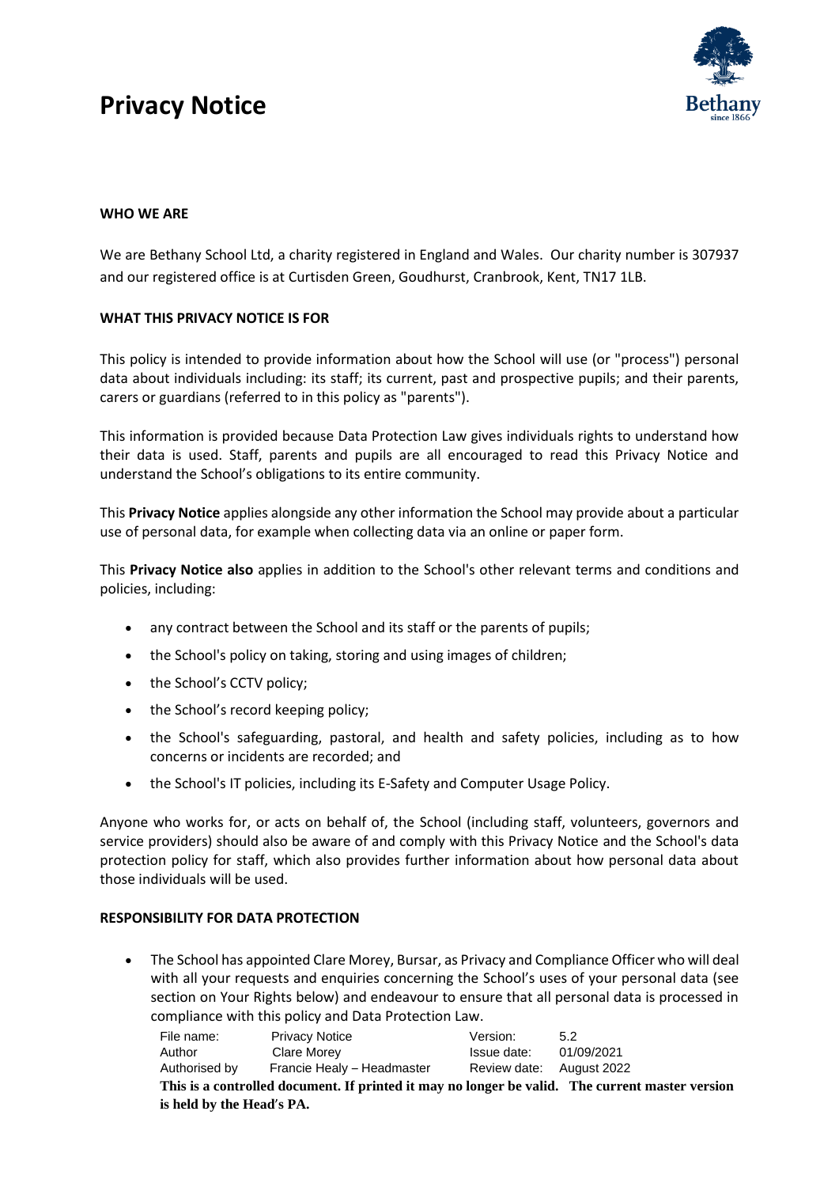# Privacy Notice

**WHO WE ARE**

We are Bethany School Ltd, a charity registered in England and Wales. Our charity number is 307937 and our registered office is at Curtisden Green, Goudhurst, Cranbrook, Kent, TN17 1LB.

**WHAT THIS PRIVACY NOTICE IS FOR**

This policy is intended to provide information about how the School will use (or "process") personal data about individuals including: its staff; its current, past and prospective pupils; and their parents, carers or guardians (referred to in this policy as "parents").

This information is provided because Data Protection Law gives individuals rights to understand how their data is used. Staff, parents and pupils are all encouraged to read this Privacy Notice and understand the School's obligations to its entire community.

This **Privacy Notice** applies alongside any other information the School may provide about a particular use of personal data, for example when collecting data via an online or paper form.

This **Privacy Notice also** applies in addition to the School's other relevant terms and conditions and policies, including:

- any contract between the School and its staff or the parents of pupils;
- the School's policy on taking, storing and using images of children;
- the School's CCTV policy;
- the School's record keeping policy;
- the School's safeguarding, pastoral, and health and safety policies, including as to how concerns or incidents are recorded; and
- the School's IT policies, including its E-Safety and Computer Usage Policy.

Anyone who works for, or acts on behalf of, the School (including staff, volunteers, governors and service providers) should also be aware of and comply with this Privacy Notice and the School's data protection policy for staff, which also provides further information about how personal data about those individuals will be used.

**RESPONSIBILITY FOR DATA PROTECTION**

- The School has appointed Clare Morey, Bursar, as Privacy and Compliance Officer who will deal with all your requests and enquiries concerning the School's uses of your personal data (see section on Your Rights below) and endeavour to ensure that all personal data is processed in compliance with this policy and Data Protection Law.

| File name: | Privacy Notice | Version: | 5.2 |
|---|---|---|---|
| Author | Clare Morey | Issue date: | 01/09/2021 |
| Authorised by | Francie Healy – Headmaster | Review date: | August 2022 |

**This is a controlled document. If printed it may no longer be valid. The current master version is held by the Head's PA.**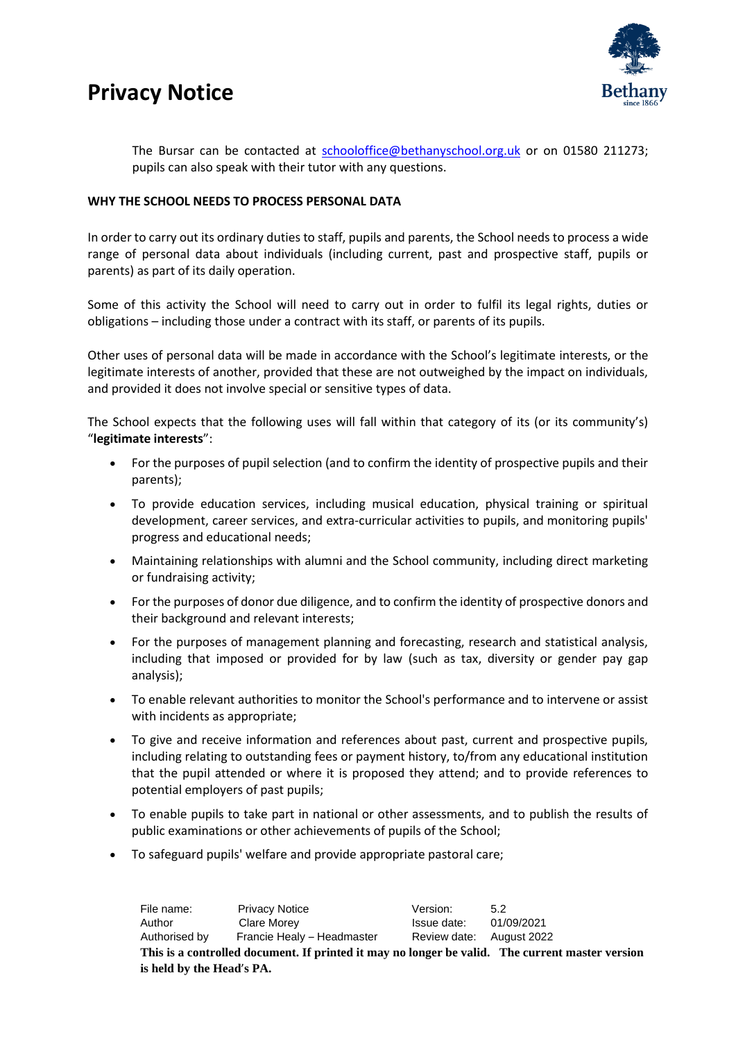The Bursar can be contacted at [schooloffice@bethanyschool.org.uk](mailto:schooloffice@bethanyschool.org.uk) or on 01580 211273; pupils can also speak with their tutor with any questions.

**WHY THE SCHOOL NEEDS TO PROCESS PERSONAL DATA**

In order to carry out its ordinary duties to staff, pupils and parents, the School needs to process a wide range of personal data about individuals (including current, past and prospective staff, pupils or parents) as part of its daily operation.

Some of this activity the School will need to carry out in order to fulfil its legal rights, duties or obligations – including those under a contract with its staff, or parents of its pupils.

Other uses of personal data will be made in accordance with the School's legitimate interests, or the legitimate interests of another, provided that these are not outweighed by the impact on individuals, and provided it does not involve special or sensitive types of data.

The School expects that the following uses will fall within that category of its (or its community's) "**legitimate interests**":

- For the purposes of pupil selection (and to confirm the identity of prospective pupils and their parents);
- To provide education services, including musical education, physical training or spiritual development, career services, and extra-curricular activities to pupils, and monitoring pupils' progress and educational needs;
- Maintaining relationships with alumni and the School community, including direct marketing or fundraising activity;
- For the purposes of donor due diligence, and to confirm the identity of prospective donors and their background and relevant interests;
- For the purposes of management planning and forecasting, research and statistical analysis, including that imposed or provided for by law (such as tax, diversity or gender pay gap analysis);
- To enable relevant authorities to monitor the School's performance and to intervene or assist with incidents as appropriate;
- To give and receive information and references about past, current and prospective pupils, including relating to outstanding fees or payment history, to/from any educational institution that the pupil attended or where it is proposed they attend; and to provide references to potential employers of past pupils;
- To enable pupils to take part in national or other assessments, and to publish the results of public examinations or other achievements of pupils of the School;
- To safeguard pupils' welfare and provide appropriate pastoral care;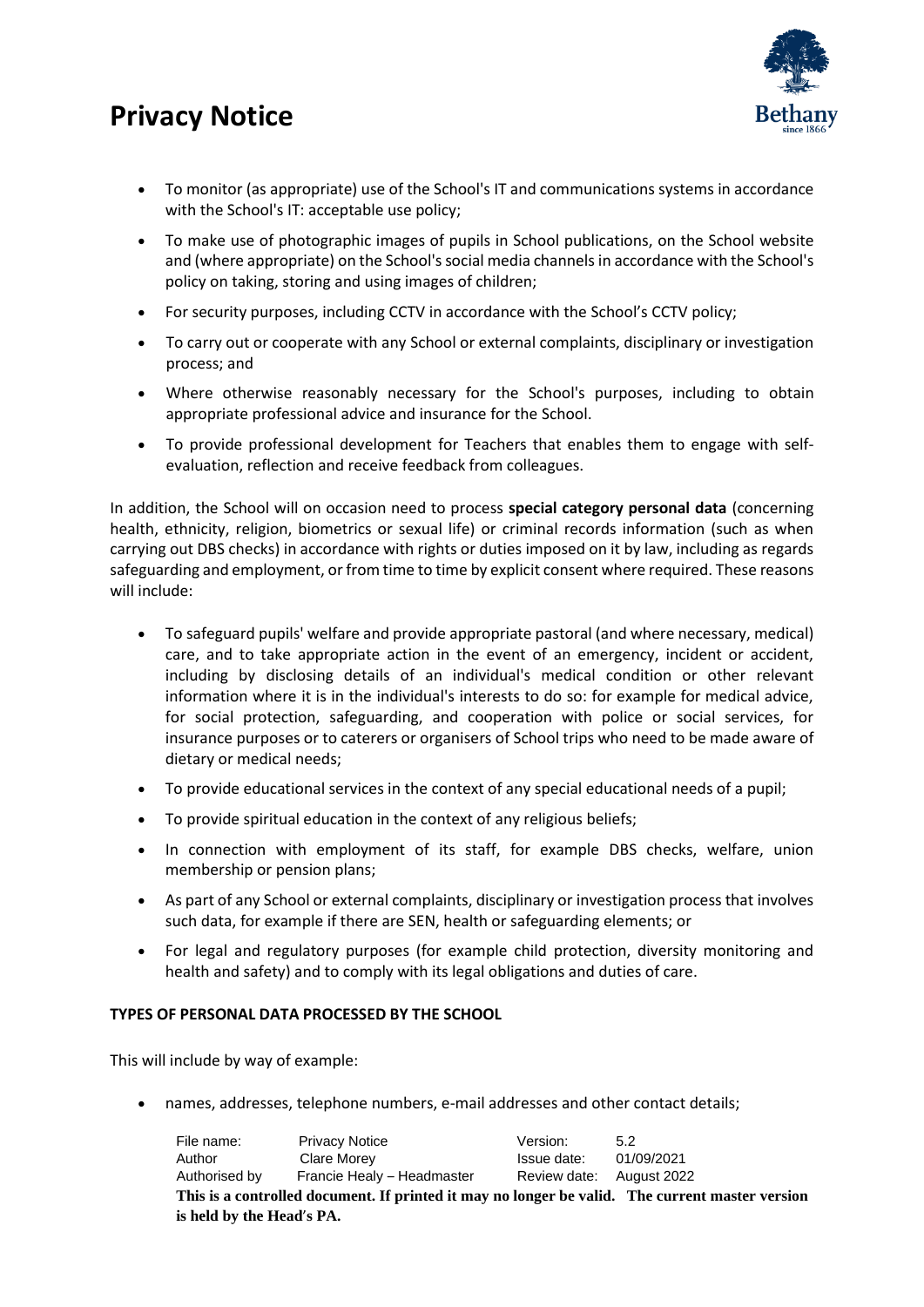- To monitor (as appropriate) use of the School's IT and communications systems in accordance with the School's IT: acceptable use policy;
- To make use of photographic images of pupils in School publications, on the School website and (where appropriate) on the School's social media channels in accordance with the School's policy on taking, storing and using images of children;
- For security purposes, including CCTV in accordance with the School's CCTV policy;
- To carry out or cooperate with any School or external complaints, disciplinary or investigation process; and
- Where otherwise reasonably necessary for the School's purposes, including to obtain appropriate professional advice and insurance for the School.
- To provide professional development for Teachers that enables them to engage with self-evaluation, reflection and receive feedback from colleagues.

In addition, the School will on occasion need to process **special category personal data** (concerning health, ethnicity, religion, biometrics or sexual life) or criminal records information (such as when carrying out DBS checks) in accordance with rights or duties imposed on it by law, including as regards safeguarding and employment, or from time to time by explicit consent where required. These reasons will include:

- To safeguard pupils' welfare and provide appropriate pastoral (and where necessary, medical) care, and to take appropriate action in the event of an emergency, incident or accident, including by disclosing details of an individual's medical condition or other relevant information where it is in the individual's interests to do so: for example for medical advice, for social protection, safeguarding, and cooperation with police or social services, for insurance purposes or to caterers or organisers of School trips who need to be made aware of dietary or medical needs;
- To provide educational services in the context of any special educational needs of a pupil;
- To provide spiritual education in the context of any religious beliefs;
- In connection with employment of its staff, for example DBS checks, welfare, union membership or pension plans;
- As part of any School or external complaints, disciplinary or investigation process that involves such data, for example if there are SEN, health or safeguarding elements; or
- For legal and regulatory purposes (for example child protection, diversity monitoring and health and safety) and to comply with its legal obligations and duties of care.

**TYPES OF PERSONAL DATA PROCESSED BY THE SCHOOL**

This will include by way of example:

- names, addresses, telephone numbers, e-mail addresses and other contact details;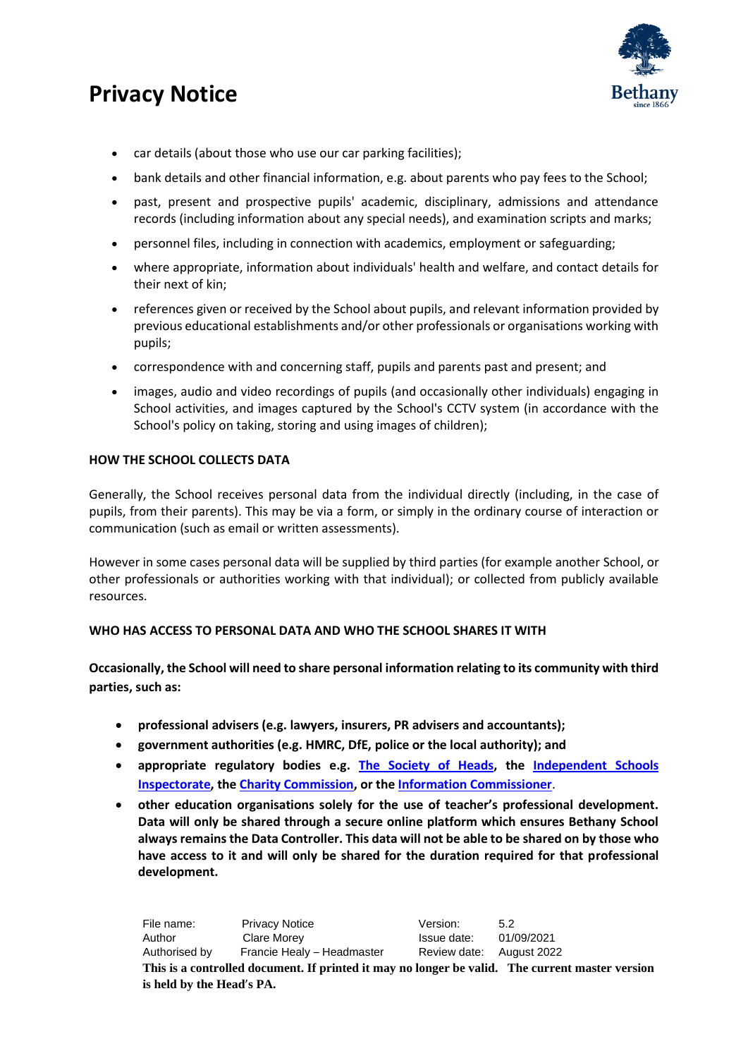- car details (about those who use our car parking facilities);
- bank details and other financial information, e.g. about parents who pay fees to the School;
- past, present and prospective pupils' academic, disciplinary, admissions and attendance records (including information about any special needs), and examination scripts and marks;
- personnel files, including in connection with academics, employment or safeguarding;
- where appropriate, information about individuals' health and welfare, and contact details for their next of kin;
- references given or received by the School about pupils, and relevant information provided by previous educational establishments and/or other professionals or organisations working with pupils;
- correspondence with and concerning staff, pupils and parents past and present; and
- images, audio and video recordings of pupils (and occasionally other individuals) engaging in School activities, and images captured by the School's CCTV system (in accordance with the School's policy on taking, storing and using images of children);

**HOW THE SCHOOL COLLECTS DATA**

Generally, the School receives personal data from the individual directly (including, in the case of pupils, from their parents). This may be via a form, or simply in the ordinary course of interaction or communication (such as email or written assessments).

However in some cases personal data will be supplied by third parties (for example another School, or other professionals or authorities working with that individual); or collected from publicly available resources.

**WHO HAS ACCESS TO PERSONAL DATA AND WHO THE SCHOOL SHARES IT WITH**

**Occasionally, the School will need to share personal information relating to its community with third parties, such as:**

- **professional advisers (e.g. lawyers, insurers, PR advisers and accountants);**
- **government authorities (e.g. HMRC, DfE, police or the local authority); and**
- **appropriate regulatory bodies e.g. The Society of Heads, the Independent Schools Inspectorate, the Charity Commission, or the Information Commissioner.**
- **other education organisations solely for the use of teacher's professional development. Data will only be shared through a secure online platform which ensures Bethany School always remains the Data Controller. This data will not be able to be shared on by those who have access to it and will only be shared for the duration required for that professional development.**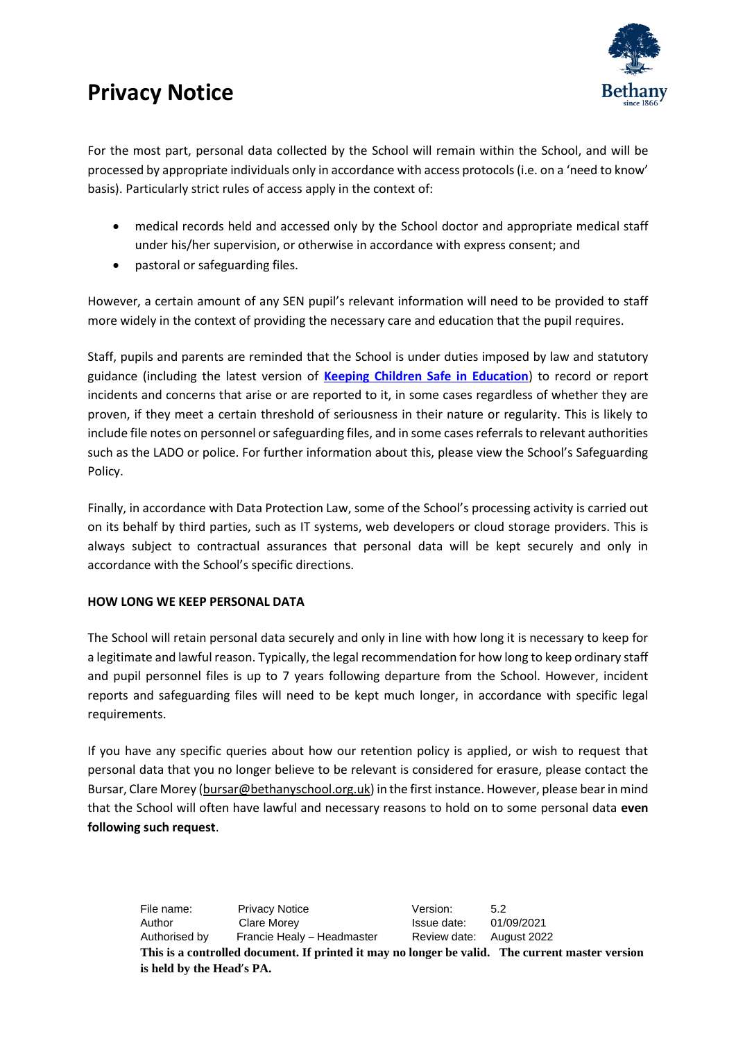For the most part, personal data collected by the School will remain within the School, and will be processed by appropriate individuals only in accordance with access protocols (i.e. on a 'need to know' basis). Particularly strict rules of access apply in the context of:

- medical records held and accessed only by the School doctor and appropriate medical staff under his/her supervision, or otherwise in accordance with express consent; and
- pastoral or safeguarding files.

However, a certain amount of any SEN pupil's relevant information will need to be provided to staff more widely in the context of providing the necessary care and education that the pupil requires.

Staff, pupils and parents are reminded that the School is under duties imposed by law and statutory guidance (including the latest version of **Keeping Children Safe in Education**) to record or report incidents and concerns that arise or are reported to it, in some cases regardless of whether they are proven, if they meet a certain threshold of seriousness in their nature or regularity. This is likely to include file notes on personnel or safeguarding files, and in some cases referrals to relevant authorities such as the LADO or police. For further information about this, please view the School's Safeguarding Policy.

Finally, in accordance with Data Protection Law, some of the School's processing activity is carried out on its behalf by third parties, such as IT systems, web developers or cloud storage providers. This is always subject to contractual assurances that personal data will be kept securely and only in accordance with the School's specific directions.

**HOW LONG WE KEEP PERSONAL DATA**

The School will retain personal data securely and only in line with how long it is necessary to keep for a legitimate and lawful reason. Typically, the legal recommendation for how long to keep ordinary staff and pupil personnel files is up to 7 years following departure from the School. However, incident reports and safeguarding files will need to be kept much longer, in accordance with specific legal requirements.

If you have any specific queries about how our retention policy is applied, or wish to request that personal data that you no longer believe to be relevant is considered for erasure, please contact the Bursar, Clare Morey (bursar@bethanyschool.org.uk) in the first instance. However, please bear in mind that the School will often have lawful and necessary reasons to hold on to some personal data **even following such request**.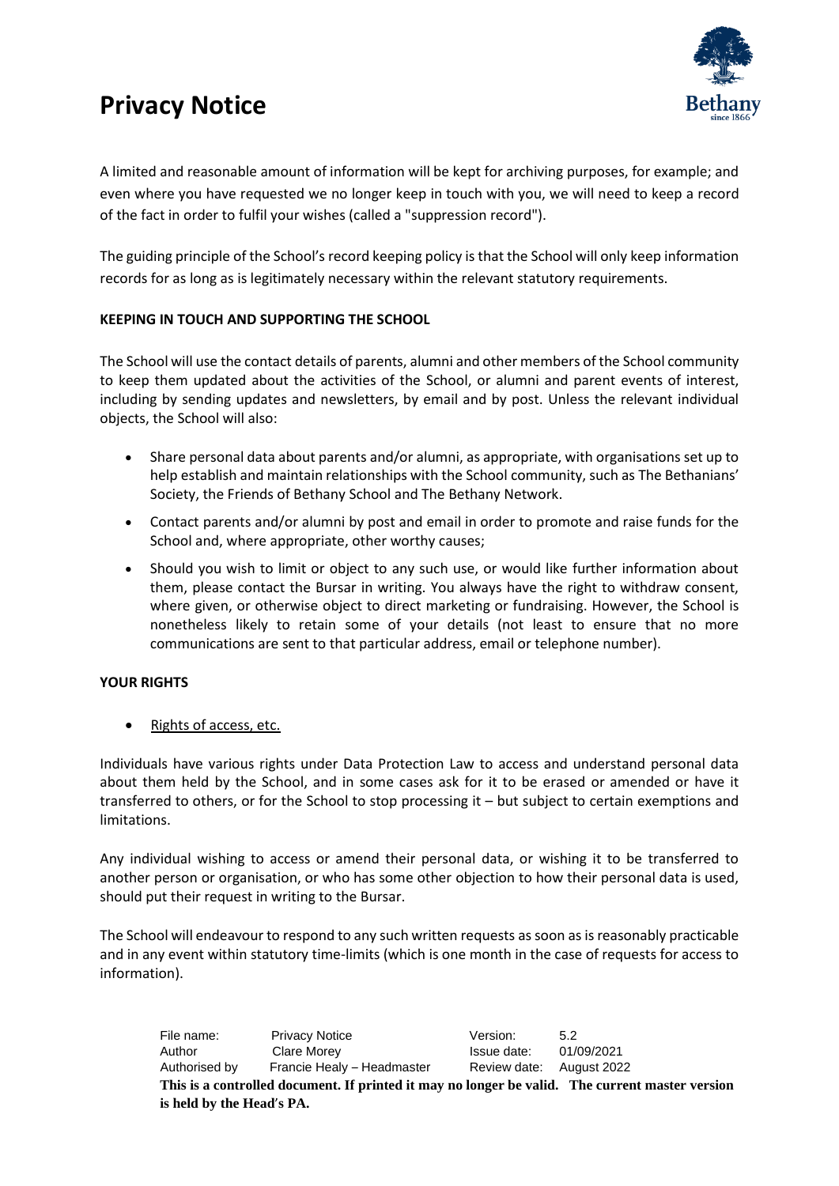A limited and reasonable amount of information will be kept for archiving purposes, for example; and even where you have requested we no longer keep in touch with you, we will need to keep a record of the fact in order to fulfil your wishes (called a "suppression record").

The guiding principle of the School's record keeping policy is that the School will only keep information records for as long as is legitimately necessary within the relevant statutory requirements.

**KEEPING IN TOUCH AND SUPPORTING THE SCHOOL**

The School will use the contact details of parents, alumni and other members of the School community to keep them updated about the activities of the School, or alumni and parent events of interest, including by sending updates and newsletters, by email and by post. Unless the relevant individual objects, the School will also:

- Share personal data about parents and/or alumni, as appropriate, with organisations set up to help establish and maintain relationships with the School community, such as The Bethanians' Society, the Friends of Bethany School and The Bethany Network.
- Contact parents and/or alumni by post and email in order to promote and raise funds for the School and, where appropriate, other worthy causes;
- Should you wish to limit or object to any such use, or would like further information about them, please contact the Bursar in writing. You always have the right to withdraw consent, where given, or otherwise object to direct marketing or fundraising. However, the School is nonetheless likely to retain some of your details (not least to ensure that no more communications are sent to that particular address, email or telephone number).

**YOUR RIGHTS**

- Rights of access, etc.

Individuals have various rights under Data Protection Law to access and understand personal data about them held by the School, and in some cases ask for it to be erased or amended or have it transferred to others, or for the School to stop processing it – but subject to certain exemptions and limitations.

Any individual wishing to access or amend their personal data, or wishing it to be transferred to another person or organisation, or who has some other objection to how their personal data is used, should put their request in writing to the Bursar.

The School will endeavour to respond to any such written requests as soon as is reasonably practicable and in any event within statutory time-limits (which is one month in the case of requests for access to information).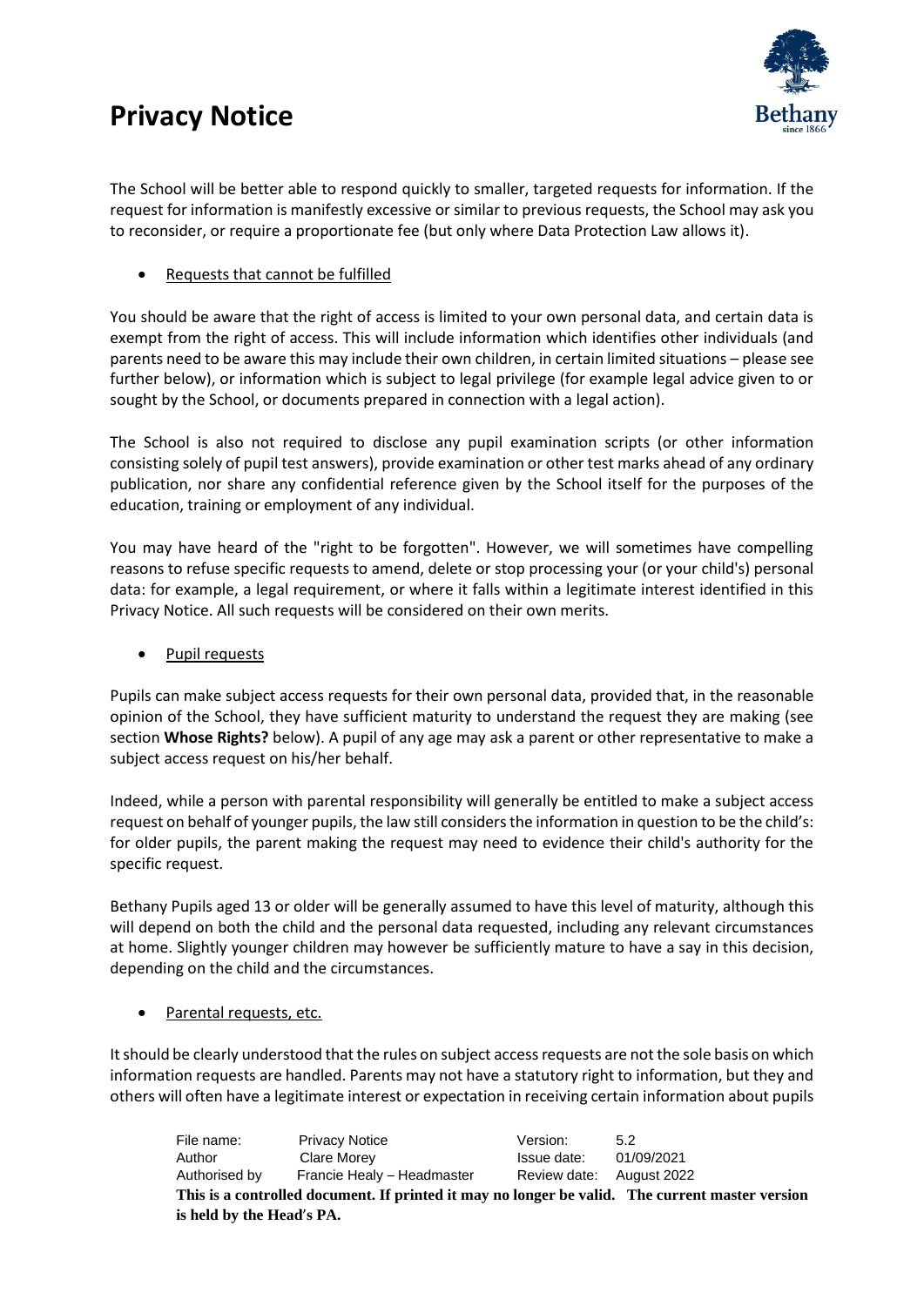The School will be better able to respond quickly to smaller, targeted requests for information. If the request for information is manifestly excessive or similar to previous requests, the School may ask you to reconsider, or require a proportionate fee (but only where Data Protection Law allows it).

- Requests that cannot be fulfilled

You should be aware that the right of access is limited to your own personal data, and certain data is exempt from the right of access. This will include information which identifies other individuals (and parents need to be aware this may include their own children, in certain limited situations – please see further below), or information which is subject to legal privilege (for example legal advice given to or sought by the School, or documents prepared in connection with a legal action).

The School is also not required to disclose any pupil examination scripts (or other information consisting solely of pupil test answers), provide examination or other test marks ahead of any ordinary publication, nor share any confidential reference given by the School itself for the purposes of the education, training or employment of any individual.

You may have heard of the "right to be forgotten". However, we will sometimes have compelling reasons to refuse specific requests to amend, delete or stop processing your (or your child's) personal data: for example, a legal requirement, or where it falls within a legitimate interest identified in this Privacy Notice. All such requests will be considered on their own merits.

- Pupil requests

Pupils can make subject access requests for their own personal data, provided that, in the reasonable opinion of the School, they have sufficient maturity to understand the request they are making (see section **Whose Rights?** below). A pupil of any age may ask a parent or other representative to make a subject access request on his/her behalf.

Indeed, while a person with parental responsibility will generally be entitled to make a subject access request on behalf of younger pupils, the law still considers the information in question to be the child's: for older pupils, the parent making the request may need to evidence their child's authority for the specific request.

Bethany Pupils aged 13 or older will be generally assumed to have this level of maturity, although this will depend on both the child and the personal data requested, including any relevant circumstances at home. Slightly younger children may however be sufficiently mature to have a say in this decision, depending on the child and the circumstances.

- Parental requests, etc.

It should be clearly understood that the rules on subject access requests are not the sole basis on which information requests are handled. Parents may not have a statutory right to information, but they and others will often have a legitimate interest or expectation in receiving certain information about pupils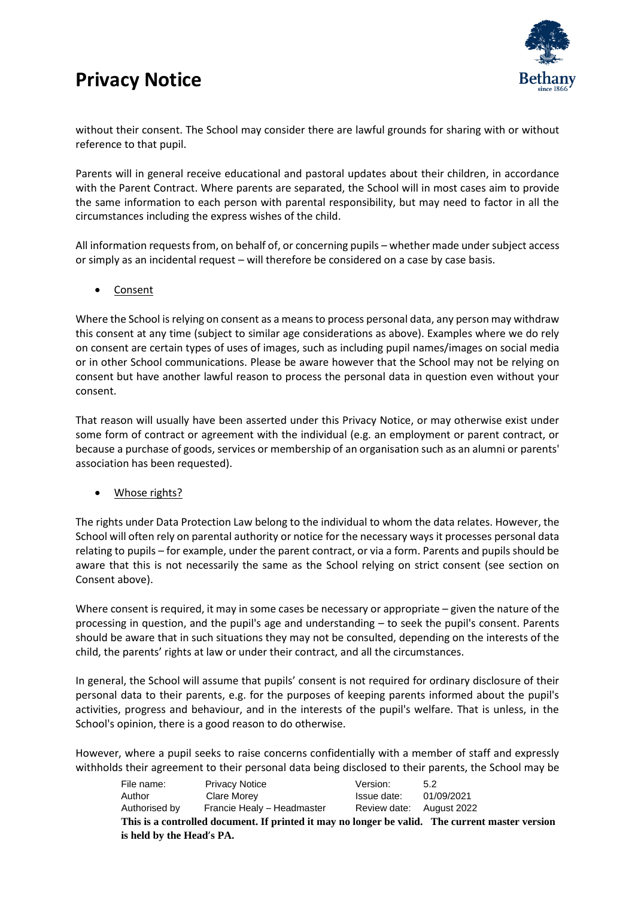without their consent. The School may consider there are lawful grounds for sharing with or without reference to that pupil.

Parents will in general receive educational and pastoral updates about their children, in accordance with the Parent Contract. Where parents are separated, the School will in most cases aim to provide the same information to each person with parental responsibility, but may need to factor in all the circumstances including the express wishes of the child.

All information requests from, on behalf of, or concerning pupils – whether made under subject access or simply as an incidental request – will therefore be considered on a case by case basis.

- <u>Consent</u>

Where the School is relying on consent as a means to process personal data, any person may withdraw this consent at any time (subject to similar age considerations as above). Examples where we do rely on consent are certain types of uses of images, such as including pupil names/images on social media or in other School communications. Please be aware however that the School may not be relying on consent but have another lawful reason to process the personal data in question even without your consent.

That reason will usually have been asserted under this Privacy Notice, or may otherwise exist under some form of contract or agreement with the individual (e.g. an employment or parent contract, or because a purchase of goods, services or membership of an organisation such as an alumni or parents' association has been requested).

- <u>Whose rights?</u>

The rights under Data Protection Law belong to the individual to whom the data relates. However, the School will often rely on parental authority or notice for the necessary ways it processes personal data relating to pupils – for example, under the parent contract, or via a form. Parents and pupils should be aware that this is not necessarily the same as the School relying on strict consent (see section on Consent above).

Where consent is required, it may in some cases be necessary or appropriate – given the nature of the processing in question, and the pupil's age and understanding – to seek the pupil's consent. Parents should be aware that in such situations they may not be consulted, depending on the interests of the child, the parents' rights at law or under their contract, and all the circumstances.

In general, the School will assume that pupils' consent is not required for ordinary disclosure of their personal data to their parents, e.g. for the purposes of keeping parents informed about the pupil's activities, progress and behaviour, and in the interests of the pupil's welfare. That is unless, in the School's opinion, there is a good reason to do otherwise.

However, where a pupil seeks to raise concerns confidentially with a member of staff and expressly withholds their agreement to their personal data being disclosed to their parents, the School may be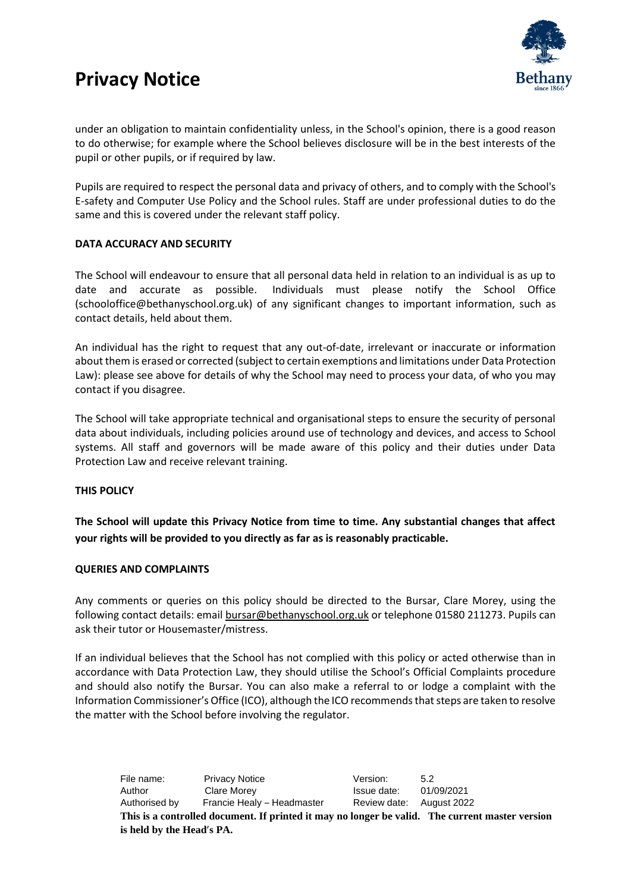under an obligation to maintain confidentiality unless, in the School's opinion, there is a good reason to do otherwise; for example where the School believes disclosure will be in the best interests of the pupil or other pupils, or if required by law.

Pupils are required to respect the personal data and privacy of others, and to comply with the School's E-safety and Computer Use Policy and the School rules. Staff are under professional duties to do the same and this is covered under the relevant staff policy.

**DATA ACCURACY AND SECURITY**

The School will endeavour to ensure that all personal data held in relation to an individual is as up to date and accurate as possible. Individuals must please notify the School Office (schooloffice@bethanyschool.org.uk) of any significant changes to important information, such as contact details, held about them.

An individual has the right to request that any out-of-date, irrelevant or inaccurate or information about them is erased or corrected (subject to certain exemptions and limitations under Data Protection Law): please see above for details of why the School may need to process your data, of who you may contact if you disagree.

The School will take appropriate technical and organisational steps to ensure the security of personal data about individuals, including policies around use of technology and devices, and access to School systems. All staff and governors will be made aware of this policy and their duties under Data Protection Law and receive relevant training.

**THIS POLICY**

**The School will update this Privacy Notice from time to time. Any substantial changes that affect your rights will be provided to you directly as far as is reasonably practicable.**

**QUERIES AND COMPLAINTS**

Any comments or queries on this policy should be directed to the Bursar, Clare Morey, using the following contact details: email bursar@bethanyschool.org.uk or telephone 01580 211273. Pupils can ask their tutor or Housemaster/mistress.

If an individual believes that the School has not complied with this policy or acted otherwise than in accordance with Data Protection Law, they should utilise the School's Official Complaints procedure and should also notify the Bursar. You can also make a referral to or lodge a complaint with the Information Commissioner's Office (ICO), although the ICO recommends that steps are taken to resolve the matter with the School before involving the regulator.

| | | | |
|---|---|---|---|
| File name: | Privacy Notice | Version: | 5.2 |
| Author | Clare Morey | Issue date: | 01/09/2021 |
| Authorised by | Francie Healy – Headmaster | Review date: | August 2022 |

**This is a controlled document. If printed it may no longer be valid. The current master version is held by the Head's PA.**